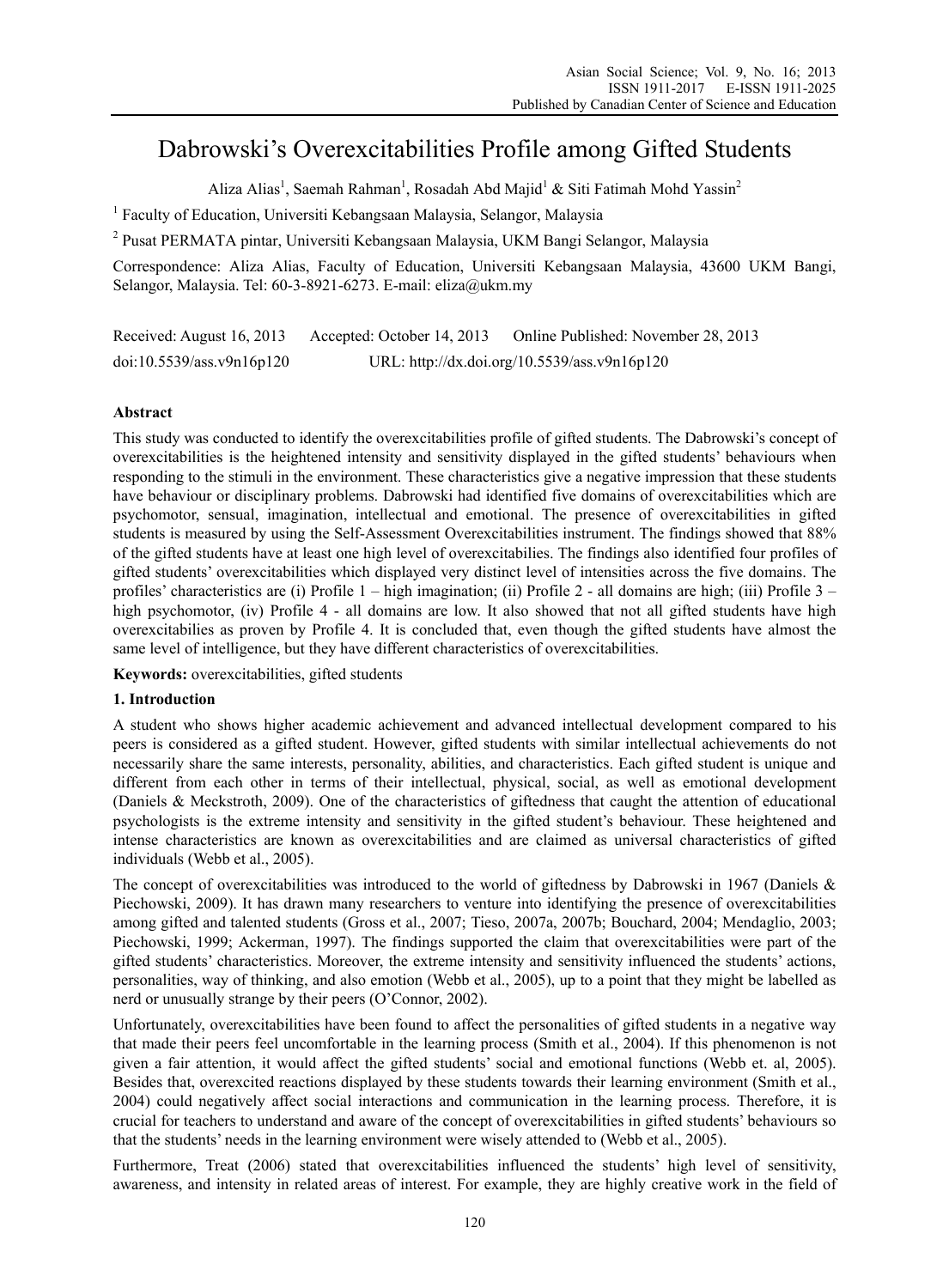# Dabrowski's Overexcitabilities Profile among Gifted Students

Aliza Alias[1], Saemah Rahman[1], Rosadah Abd Majid[1] & Siti Fatimah Mohd Yassin[2]

[1] Faculty of Education, Universiti Kebangsaan Malaysia, Selangor, Malaysia

[2] Pusat PERMATA pintar, Universiti Kebangsaan Malaysia, UKM Bangi Selangor, Malaysia

Correspondence: Aliza Alias, Faculty of Education, Universiti Kebangsaan Malaysia, 43600 UKM Bangi, Selangor, Malaysia. Tel: 60-3-8921-6273. E-mail: eliza@ukm.my

Received: August 16, 2013 Accepted: October 14, 2013 Online Published: November 28, 2013

doi:10.5539/ass.v9n16p120 URL: http://dx.doi.org/10.5539/ass.v9n16p120

## Abstract

This study was conducted to identify the overexcitabilities profile of gifted students. The Dabrowski's concept of overexcitabilities is the heightened intensity and sensitivity displayed in the gifted students' behaviours when responding to the stimuli in the environment. These characteristics give a negative impression that these students have behaviour or disciplinary problems. Dabrowski had identified five domains of overexcitabilities which are psychomotor, sensual, imagination, intellectual and emotional. The presence of overexcitabilities in gifted students is measured by using the Self-Assessment Overexcitabilities instrument. The findings showed that 88% of the gifted students have at least one high level of overexcitabilies. The findings also identified four profiles of gifted students' overexcitabilities which displayed very distinct level of intensities across the five domains. The profiles' characteristics are (i) Profile 1 – high imagination; (ii) Profile 2 - all domains are high; (iii) Profile 3 – high psychomotor, (iv) Profile 4 - all domains are low. It also showed that not all gifted students have high overexcitabilities as proven by Profile 4. It is concluded that, even though the gifted students have almost the same level of intelligence, but they have different characteristics of overexcitabilities.

**Keywords:** overexcitabilities, gifted students

## 1. Introduction

A student who shows higher academic achievement and advanced intellectual development compared to his peers is considered as a gifted student. However, gifted students with similar intellectual achievements do not necessarily share the same interests, personality, abilities, and characteristics. Each gifted student is unique and different from each other in terms of their intellectual, physical, social, as well as emotional development (Daniels & Meckstroth, 2009). One of the characteristics of giftedness that caught the attention of educational psychologists is the extreme intensity and sensitivity in the gifted student's behaviour. These heightened and intense characteristics are known as overexcitabilities and are claimed as universal characteristics of gifted individuals (Webb et al., 2005).

The concept of overexcitabilities was introduced to the world of giftedness by Dabrowski in 1967 (Daniels & Piechowski, 2009). It has drawn many researchers to venture into identifying the presence of overexcitabilities among gifted and talented students (Gross et al., 2007; Tieso, 2007a, 2007b; Bouchard, 2004; Mendaglio, 2003; Piechowski, 1999; Ackerman, 1997). The findings supported the claim that overexcitabilities were part of the gifted students' characteristics. Moreover, the extreme intensity and sensitivity influenced the students' actions, personalities, way of thinking, and also emotion (Webb et al., 2005), up to a point that they might be labelled as nerd or unusually strange by their peers (O'Connor, 2002).

Unfortunately, overexcitabilities have been found to affect the personalities of gifted students in a negative way that made their peers feel uncomfortable in the learning process (Smith et al., 2004). If this phenomenon is not given a fair attention, it would affect the gifted students' social and emotional functions (Webb et. al, 2005). Besides that, overexcited reactions displayed by these students towards their learning environment (Smith et al., 2004) could negatively affect social interactions and communication in the learning process. Therefore, it is crucial for teachers to understand and aware of the concept of overexcitabilities in gifted students' behaviours so that the students' needs in the learning environment were wisely attended to (Webb et al., 2005).

Furthermore, Treat (2006) stated that overexcitabilities influenced the students' high level of sensitivity, awareness, and intensity in related areas of interest. For example, they are highly creative work in the field of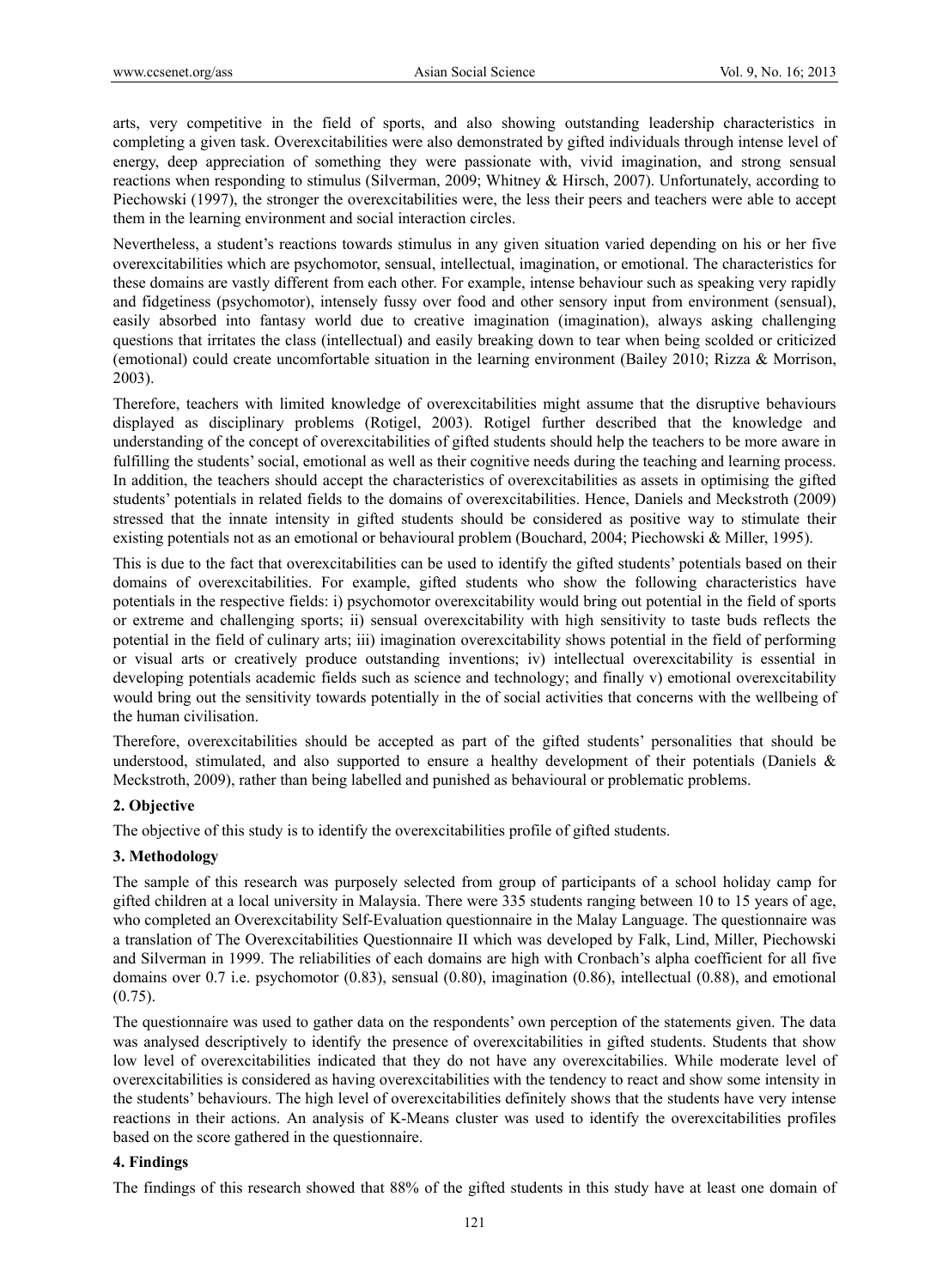arts, very competitive in the field of sports, and also showing outstanding leadership characteristics in completing a given task. Overexcitabilities were also demonstrated by gifted individuals through intense level of energy, deep appreciation of something they were passionate with, vivid imagination, and strong sensual reactions when responding to stimulus (Silverman, 2009; Whitney & Hirsch, 2007). Unfortunately, according to Piechowski (1997), the stronger the overexcitabilities were, the less their peers and teachers were able to accept them in the learning environment and social interaction circles.

Nevertheless, a student's reactions towards stimulus in any given situation varied depending on his or her five overexcitabilities which are psychomotor, sensual, intellectual, imagination, or emotional. The characteristics for these domains are vastly different from each other. For example, intense behaviour such as speaking very rapidly and fidgetiness (psychomotor), intensely fussy over food and other sensory input from environment (sensual), easily absorbed into fantasy world due to creative imagination (imagination), always asking challenging questions that irritates the class (intellectual) and easily breaking down to tear when being scolded or criticized (emotional) could create uncomfortable situation in the learning environment (Bailey 2010; Rizza & Morrison, 2003).

Therefore, teachers with limited knowledge of overexcitabilities might assume that the disruptive behaviours displayed as disciplinary problems (Rotigel, 2003). Rotigel further described that the knowledge and understanding of the concept of overexcitabilities of gifted students should help the teachers to be more aware in fulfilling the students' social, emotional as well as their cognitive needs during the teaching and learning process. In addition, the teachers should accept the characteristics of overexcitabilities as assets in optimising the gifted students' potentials in related fields to the domains of overexcitabilities. Hence, Daniels and Meckstroth (2009) stressed that the innate intensity in gifted students should be considered as positive way to stimulate their existing potentials not as an emotional or behavioural problem (Bouchard, 2004; Piechowski & Miller, 1995).

This is due to the fact that overexcitabilities can be used to identify the gifted students' potentials based on their domains of overexcitabilities. For example, gifted students who show the following characteristics have potentials in the respective fields: i) psychomotor overexcitability would bring out potential in the field of sports or extreme and challenging sports; ii) sensual overexcitability with high sensitivity to taste buds reflects the potential in the field of culinary arts; iii) imagination overexcitability shows potential in the field of performing or visual arts or creatively produce outstanding inventions; iv) intellectual overexcitability is essential in developing potentials academic fields such as science and technology; and finally v) emotional overexcitability would bring out the sensitivity towards potentially in the of social activities that concerns with the wellbeing of the human civilisation.

Therefore, overexcitabilities should be accepted as part of the gifted students' personalities that should be understood, stimulated, and also supported to ensure a healthy development of their potentials (Daniels & Meckstroth, 2009), rather than being labelled and punished as behavioural or problematic problems.

## 2. Objective

The objective of this study is to identify the overexcitabilities profile of gifted students.

## 3. Methodology

The sample of this research was purposely selected from group of participants of a school holiday camp for gifted children at a local university in Malaysia. There were 335 students ranging between 10 to 15 years of age, who completed an Overexcitability Self-Evaluation questionnaire in the Malay Language. The questionnaire was a translation of The Overexcitabilities Questionnaire II which was developed by Falk, Lind, Miller, Piechowski and Silverman in 1999. The reliabilities of each domains are high with Cronbach's alpha coefficient for all five domains over 0.7 i.e. psychomotor (0.83), sensual (0.80), imagination (0.86), intellectual (0.88), and emotional (0.75).

The questionnaire was used to gather data on the respondents' own perception of the statements given. The data was analysed descriptively to identify the presence of overexcitabilities in gifted students. Students that show low level of overexcitabilities indicated that they do not have any overexcitabilities. While moderate level of overexcitabilities is considered as having overexcitabilities with the tendency to react and show some intensity in the students' behaviours. The high level of overexcitabilities definitely shows that the students have very intense reactions in their actions. An analysis of K-Means cluster was used to identify the overexcitabilities profiles based on the score gathered in the questionnaire.

## 4. Findings

The findings of this research showed that 88% of the gifted students in this study have at least one domain of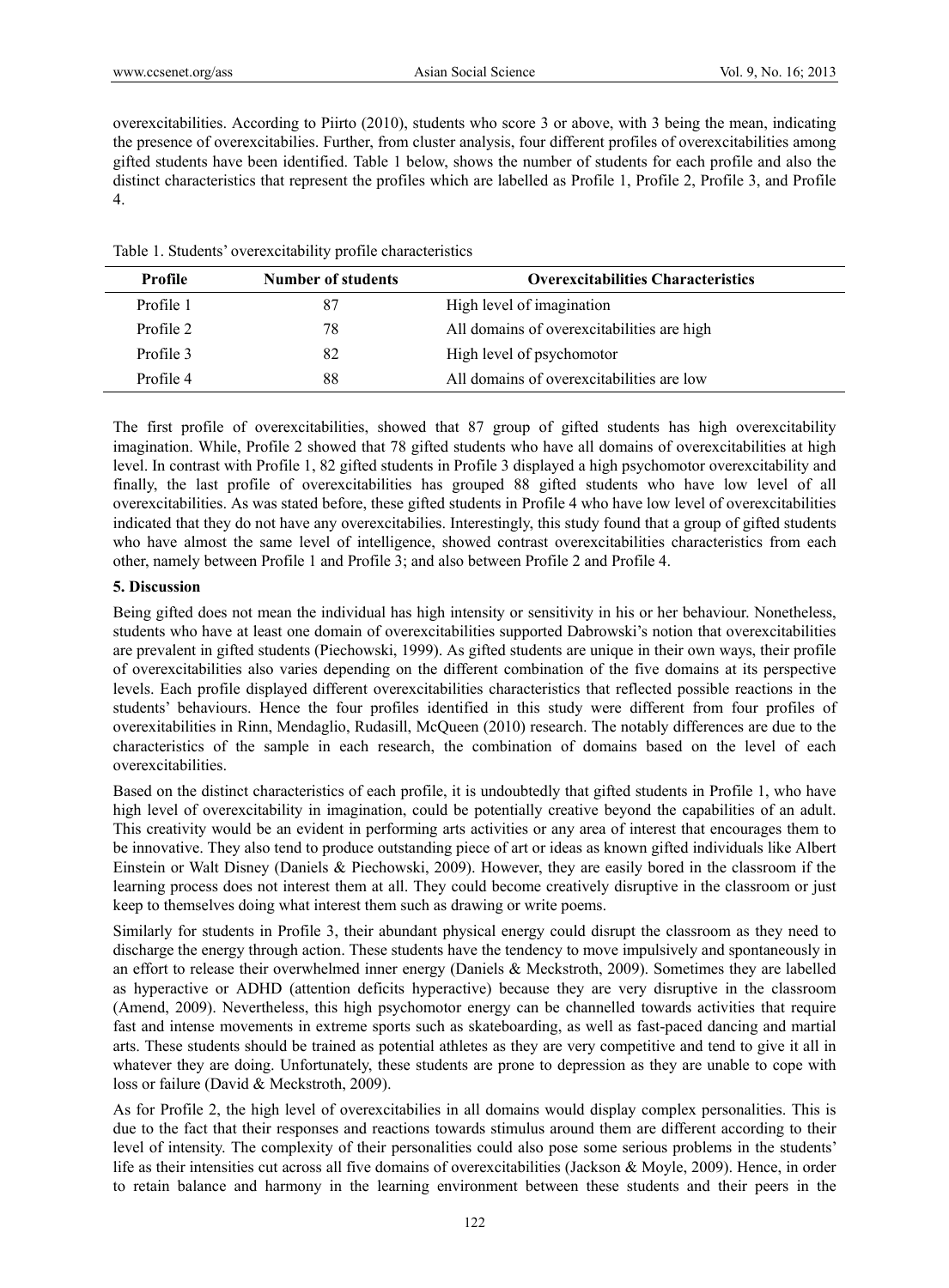overexcitabilities. According to Piirto (2010), students who score 3 or above, with 3 being the mean, indicating the presence of overexcitabilies. Further, from cluster analysis, four different profiles of overexcitabilities among gifted students have been identified. Table 1 below, shows the number of students for each profile and also the distinct characteristics that represent the profiles which are labelled as Profile 1, Profile 2, Profile 3, and Profile 4.

Table 1. Students' overexcitability profile characteristics

| Profile | Number of students | Overexcitabilities Characteristics |
|---|---|---|
| Profile 1 | 87 | High level of imagination |
| Profile 2 | 78 | All domains of overexcitabilities are high |
| Profile 3 | 82 | High level of psychomotor |
| Profile 4 | 88 | All domains of overexcitabilities are low |

The first profile of overexcitabilities, showed that 87 group of gifted students has high overexcitability imagination. While, Profile 2 showed that 78 gifted students who have all domains of overexcitabilities at high level. In contrast with Profile 1, 82 gifted students in Profile 3 displayed a high psychomotor overexcitability and finally, the last profile of overexcitabilities has grouped 88 gifted students who have low level of all overexcitabilities. As was stated before, these gifted students in Profile 4 who have low level of overexcitabilities indicated that they do not have any overexcitabilies. Interestingly, this study found that a group of gifted students who have almost the same level of intelligence, showed contrast overexcitabilities characteristics from each other, namely between Profile 1 and Profile 3; and also between Profile 2 and Profile 4.

## 5. Discussion

Being gifted does not mean the individual has high intensity or sensitivity in his or her behaviour. Nonetheless, students who have at least one domain of overexcitabilities supported Dabrowski's notion that overexcitabilities are prevalent in gifted students (Piechowski, 1999). As gifted students are unique in their own ways, their profile of overexcitabilities also varies depending on the different combination of the five domains at its perspective levels. Each profile displayed different overexcitabilities characteristics that reflected possible reactions in the students' behaviours. Hence the four profiles identified in this study were different from four profiles of overexitabilities in Rinn, Mendaglio, Rudasill, McQueen (2010) research. The notably differences are due to the characteristics of the sample in each research, the combination of domains based on the level of each overexcitabilities.

Based on the distinct characteristics of each profile, it is undoubtedly that gifted students in Profile 1, who have high level of overexcitability in imagination, could be potentially creative beyond the capabilities of an adult. This creativity would be an evident in performing arts activities or any area of interest that encourages them to be innovative. They also tend to produce outstanding piece of art or ideas as known gifted individuals like Albert Einstein or Walt Disney (Daniels & Piechowski, 2009). However, they are easily bored in the classroom if the learning process does not interest them at all. They could become creatively disruptive in the classroom or just keep to themselves doing what interest them such as drawing or write poems.

Similarly for students in Profile 3, their abundant physical energy could disrupt the classroom as they need to discharge the energy through action. These students have the tendency to move impulsively and spontaneously in an effort to release their overwhelmed inner energy (Daniels & Meckstroth, 2009). Sometimes they are labelled as hyperactive or ADHD (attention deficits hyperactive) because they are very disruptive in the classroom (Amend, 2009). Nevertheless, this high psychomotor energy can be channelled towards activities that require fast and intense movements in extreme sports such as skateboarding, as well as fast-paced dancing and martial arts. These students should be trained as potential athletes as they are very competitive and tend to give it all in whatever they are doing. Unfortunately, these students are prone to depression as they are unable to cope with loss or failure (David & Meckstroth, 2009).

As for Profile 2, the high level of overexcitabilities in all domains would display complex personalities. This is due to the fact that their responses and reactions towards stimulus around them are different according to their level of intensity. The complexity of their personalities could also pose some serious problems in the students' life as their intensities cut across all five domains of overexcitabilities (Jackson & Moyle, 2009). Hence, in order to retain balance and harmony in the learning environment between these students and their peers in the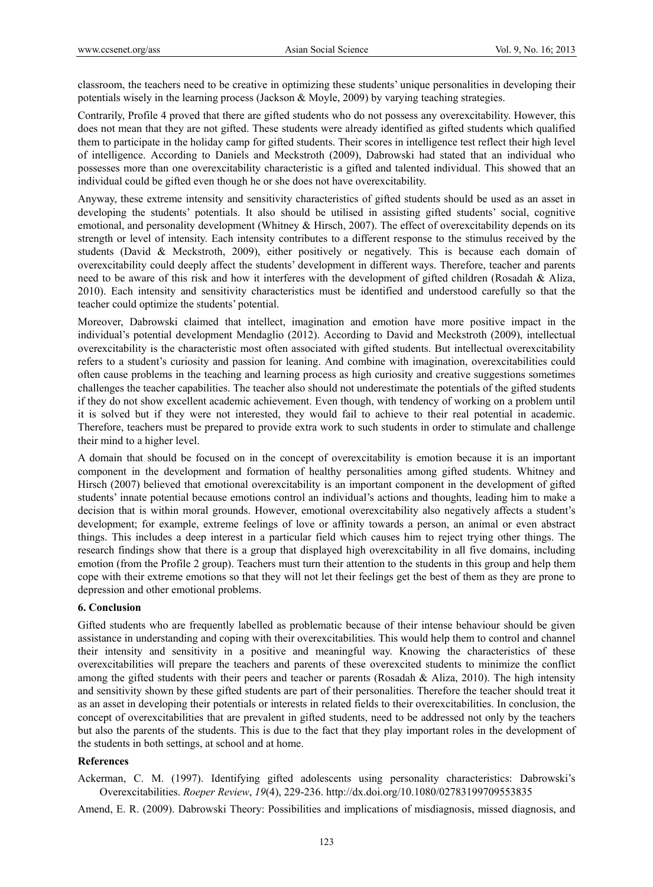classroom, the teachers need to be creative in optimizing these students' unique personalities in developing their potentials wisely in the learning process (Jackson & Moyle, 2009) by varying teaching strategies.

Contrarily, Profile 4 proved that there are gifted students who do not possess any overexcitability. However, this does not mean that they are not gifted. These students were already identified as gifted students which qualified them to participate in the holiday camp for gifted students. Their scores in intelligence test reflect their high level of intelligence. According to Daniels and Meckstroth (2009), Dabrowski had stated that an individual who possesses more than one overexcitability characteristic is a gifted and talented individual. This showed that an individual could be gifted even though he or she does not have overexcitability.

Anyway, these extreme intensity and sensitivity characteristics of gifted students should be used as an asset in developing the students' potentials. It also should be utilised in assisting gifted students' social, cognitive emotional, and personality development (Whitney & Hirsch, 2007). The effect of overexcitability depends on its strength or level of intensity. Each intensity contributes to a different response to the stimulus received by the students (David & Meckstroth, 2009), either positively or negatively. This is because each domain of overexcitability could deeply affect the students' development in different ways. Therefore, teacher and parents need to be aware of this risk and how it interferes with the development of gifted children (Rosadah & Aliza, 2010). Each intensity and sensitivity characteristics must be identified and understood carefully so that the teacher could optimize the students' potential.

Moreover, Dabrowski claimed that intellect, imagination and emotion have more positive impact in the individual's potential development Mendaglio (2012). According to David and Meckstroth (2009), intellectual overexcitability is the characteristic most often associated with gifted students. But intellectual overexcitability refers to a student's curiosity and passion for leaning. And combine with imagination, overexcitabilities could often cause problems in the teaching and learning process as high curiosity and creative suggestions sometimes challenges the teacher capabilities. The teacher also should not underestimate the potentials of the gifted students if they do not show excellent academic achievement. Even though, with tendency of working on a problem until it is solved but if they were not interested, they would fail to achieve to their real potential in academic. Therefore, teachers must be prepared to provide extra work to such students in order to stimulate and challenge their mind to a higher level.

A domain that should be focused on in the concept of overexcitability is emotion because it is an important component in the development and formation of healthy personalities among gifted students. Whitney and Hirsch (2007) believed that emotional overexcitability is an important component in the development of gifted students' innate potential because emotions control an individual's actions and thoughts, leading him to make a decision that is within moral grounds. However, emotional overexcitability also negatively affects a student's development; for example, extreme feelings of love or affinity towards a person, an animal or even abstract things. This includes a deep interest in a particular field which causes him to reject trying other things. The research findings show that there is a group that displayed high overexcitability in all five domains, including emotion (from the Profile 2 group). Teachers must turn their attention to the students in this group and help them cope with their extreme emotions so that they will not let their feelings get the best of them as they are prone to depression and other emotional problems.

## 6. Conclusion

Gifted students who are frequently labelled as problematic because of their intense behaviour should be given assistance in understanding and coping with their overexcitabilities. This would help them to control and channel their intensity and sensitivity in a positive and meaningful way. Knowing the characteristics of these overexcitabilities will prepare the teachers and parents of these overexcited students to minimize the conflict among the gifted students with their peers and teacher or parents (Rosadah & Aliza, 2010). The high intensity and sensitivity shown by these gifted students are part of their personalities. Therefore the teacher should treat it as an asset in developing their potentials or interests in related fields to their overexcitabilities. In conclusion, the concept of overexcitabilities that are prevalent in gifted students, need to be addressed not only by the teachers but also the parents of the students. This is due to the fact that they play important roles in the development of the students in both settings, at school and at home.

## References

Ackerman, C. M. (1997). Identifying gifted adolescents using personality characteristics: Dabrowski's Overexcitabilities. *Roeper Review*, *19*(4), 229-236. http://dx.doi.org/10.1080/02783199709553835

Amend, E. R. (2009). Dabrowski Theory: Possibilities and implications of misdiagnosis, missed diagnosis, and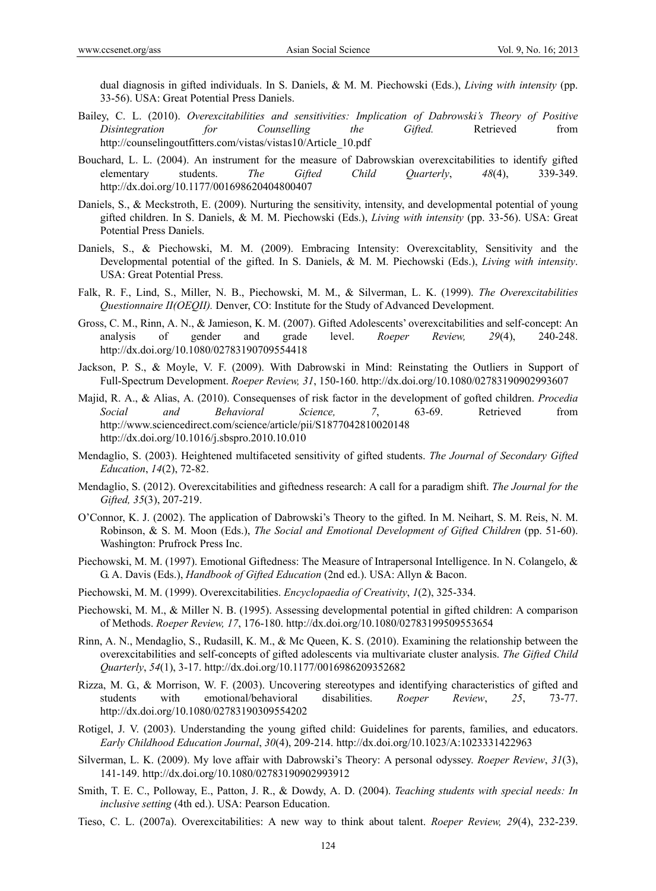dual diagnosis in gifted individuals. In S. Daniels, & M. M. Piechowski (Eds.), *Living with intensity* (pp. 33-56). USA: Great Potential Press Daniels.

Bailey, C. L. (2010). *Overexcitabilities and sensitivities: Implication of Dabrowski's Theory of Positive Disintegration for Counselling the Gifted.* Retrieved from http://counselingoutfitters.com/vistas/vistas10/Article_10.pdf

Bouchard, L. L. (2004). An instrument for the measure of Dabrowskian overexcitabilities to identify gifted elementary students. *The Gifted Child Quarterly*, *48*(4), 339-349. http://dx.doi.org/10.1177/001698620404800407

Daniels, S., & Meckstroth, E. (2009). Nurturing the sensitivity, intensity, and developmental potential of young gifted children. In S. Daniels, & M. M. Piechowski (Eds.), *Living with intensity* (pp. 33-56). USA: Great Potential Press Daniels.

Daniels, S., & Piechowski, M. M. (2009). Embracing Intensity: Overexcitablity, Sensitivity and the Developmental potential of the gifted. In S. Daniels, & M. M. Piechowski (Eds.), *Living with intensity*. USA: Great Potential Press.

Falk, R. F., Lind, S., Miller, N. B., Piechowski, M. M., & Silverman, L. K. (1999). *The Overexcitabilities Questionnaire II(OEQII).* Denver, CO: Institute for the Study of Advanced Development.

Gross, C. M., Rinn, A. N., & Jamieson, K. M. (2007). Gifted Adolescents' overexcitabilities and self-concept: An analysis of gender and grade level. *Roeper Review, 29*(4), 240-248. http://dx.doi.org/10.1080/02783190709554418

Jackson, P. S., & Moyle, V. F. (2009). With Dabrowski in Mind: Reinstating the Outliers in Support of Full-Spectrum Development. *Roeper Review, 31*, 150-160. http://dx.doi.org/10.1080/02783190902993607

Majid, R. A., & Alias, A. (2010). Consequenses of risk factor in the development of gofted children. *Procedia Social and Behavioral Science, 7*, 63-69. Retrieved from http://www.sciencedirect.com/science/article/pii/S1877042810020148 http://dx.doi.org/10.1016/j.sbspro.2010.10.010

Mendaglio, S. (2003). Heightened multifaceted sensitivity of gifted students. *The Journal of Secondary Gifted Education*, *14*(2), 72-82.

Mendaglio, S. (2012). Overexcitabilities and giftedness research: A call for a paradigm shift. *The Journal for the Gifted, 35*(3), 207-219.

O'Connor, K. J. (2002). The application of Dabrowski's Theory to the gifted. In M. Neihart, S. M. Reis, N. M. Robinson, & S. M. Moon (Eds.), *The Social and Emotional Development of Gifted Children* (pp. 51-60). Washington: Prufrock Press Inc.

Piechowski, M. M. (1997). Emotional Giftedness: The Measure of Intrapersonal Intelligence. In N. Colangelo, & G. A. Davis (Eds.), *Handbook of Gifted Education* (2nd ed.). USA: Allyn & Bacon.

Piechowski, M. M. (1999). Overexcitabilities. *Encyclopaedia of Creativity*, *1*(2), 325-334.

Piechowski, M. M., & Miller N. B. (1995). Assessing developmental potential in gifted children: A comparison of Methods. *Roeper Review, 17*, 176-180. http://dx.doi.org/10.1080/02783199509553654

Rinn, A. N., Mendaglio, S., Rudasill, K. M., & Mc Queen, K. S. (2010). Examining the relationship between the overexcitabilities and self-concepts of gifted adolescents via multivariate cluster analysis. *The Gifted Child Quarterly*, *54*(1), 3-17. http://dx.doi.org/10.1177/0016986209352682

Rizza, M. G., & Morrison, W. F. (2003). Uncovering stereotypes and identifying characteristics of gifted and students with emotional/behavioral disabilities. *Roeper Review*, *25*, 73-77. http://dx.doi.org/10.1080/02783190309554202

Rotigel, J. V. (2003). Understanding the young gifted child: Guidelines for parents, families, and educators. *Early Childhood Education Journal*, *30*(4), 209-214. http://dx.doi.org/10.1023/A:1023331422963

Silverman, L. K. (2009). My love affair with Dabrowski's Theory: A personal odyssey. *Roeper Review*, *31*(3), 141-149. http://dx.doi.org/10.1080/02783190902993912

Smith, T. E. C., Polloway, E., Patton, J. R., & Dowdy, A. D. (2004). *Teaching students with special needs: In inclusive setting* (4th ed.). USA: Pearson Education.

Tieso, C. L. (2007a). Overexcitabilities: A new way to think about talent. *Roeper Review, 29*(4), 232-239.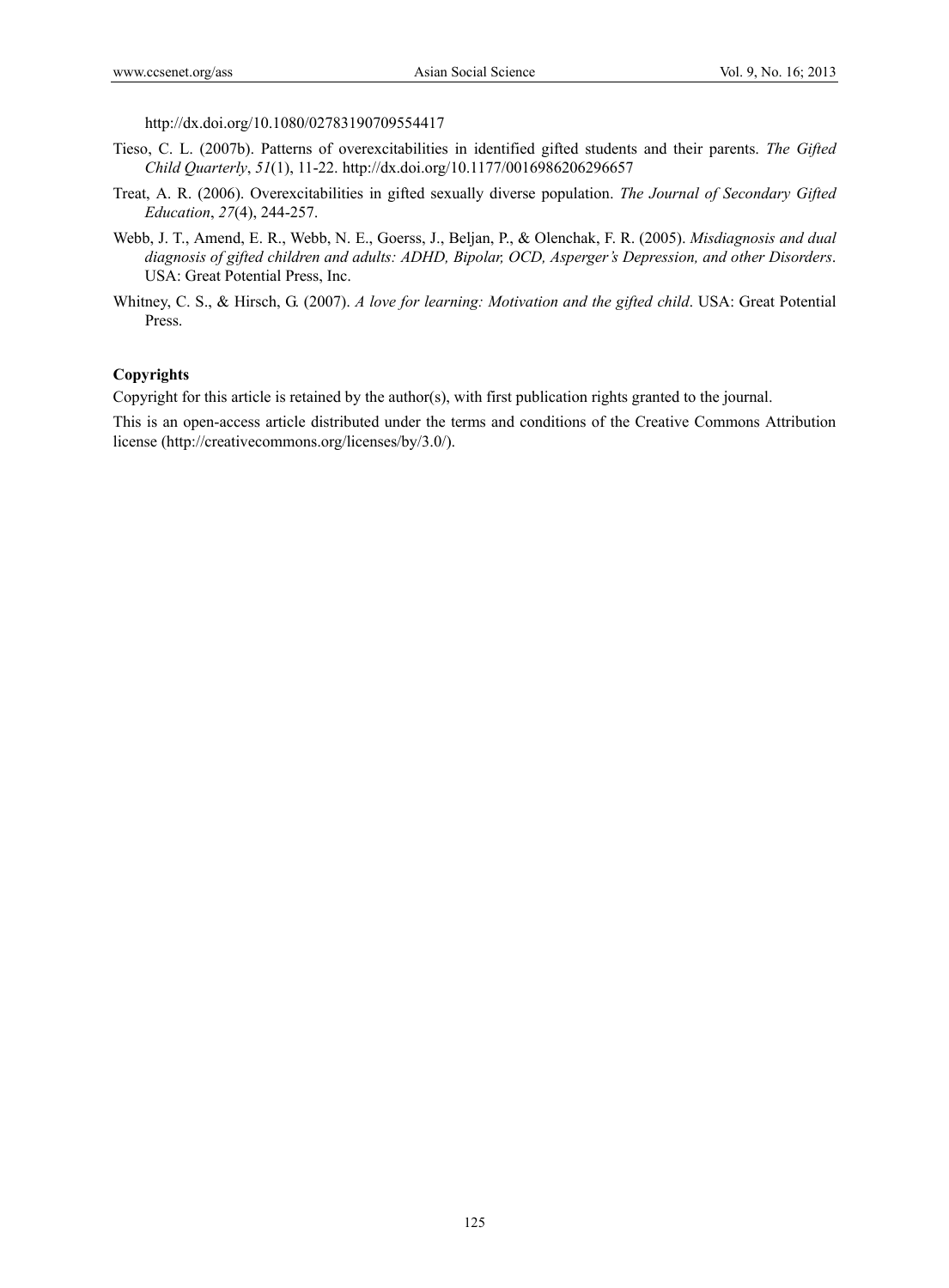http://dx.doi.org/10.1080/02783190709554417

Tieso, C. L. (2007b). Patterns of overexcitabilities in identified gifted students and their parents. *The Gifted Child Quarterly*, *51*(1), 11-22. http://dx.doi.org/10.1177/0016986206296657

Treat, A. R. (2006). Overexcitabilities in gifted sexually diverse population. *The Journal of Secondary Gifted Education*, *27*(4), 244-257.

Webb, J. T., Amend, E. R., Webb, N. E., Goerss, J., Beljan, P., & Olenchak, F. R. (2005). *Misdiagnosis and dual diagnosis of gifted children and adults: ADHD, Bipolar, OCD, Asperger's Depression, and other Disorders*. USA: Great Potential Press, Inc.

Whitney, C. S., & Hirsch, G. (2007). *A love for learning: Motivation and the gifted child*. USA: Great Potential Press.

**Copyrights**

Copyright for this article is retained by the author(s), with first publication rights granted to the journal.

This is an open-access article distributed under the terms and conditions of the Creative Commons Attribution license (http://creativecommons.org/licenses/by/3.0/).